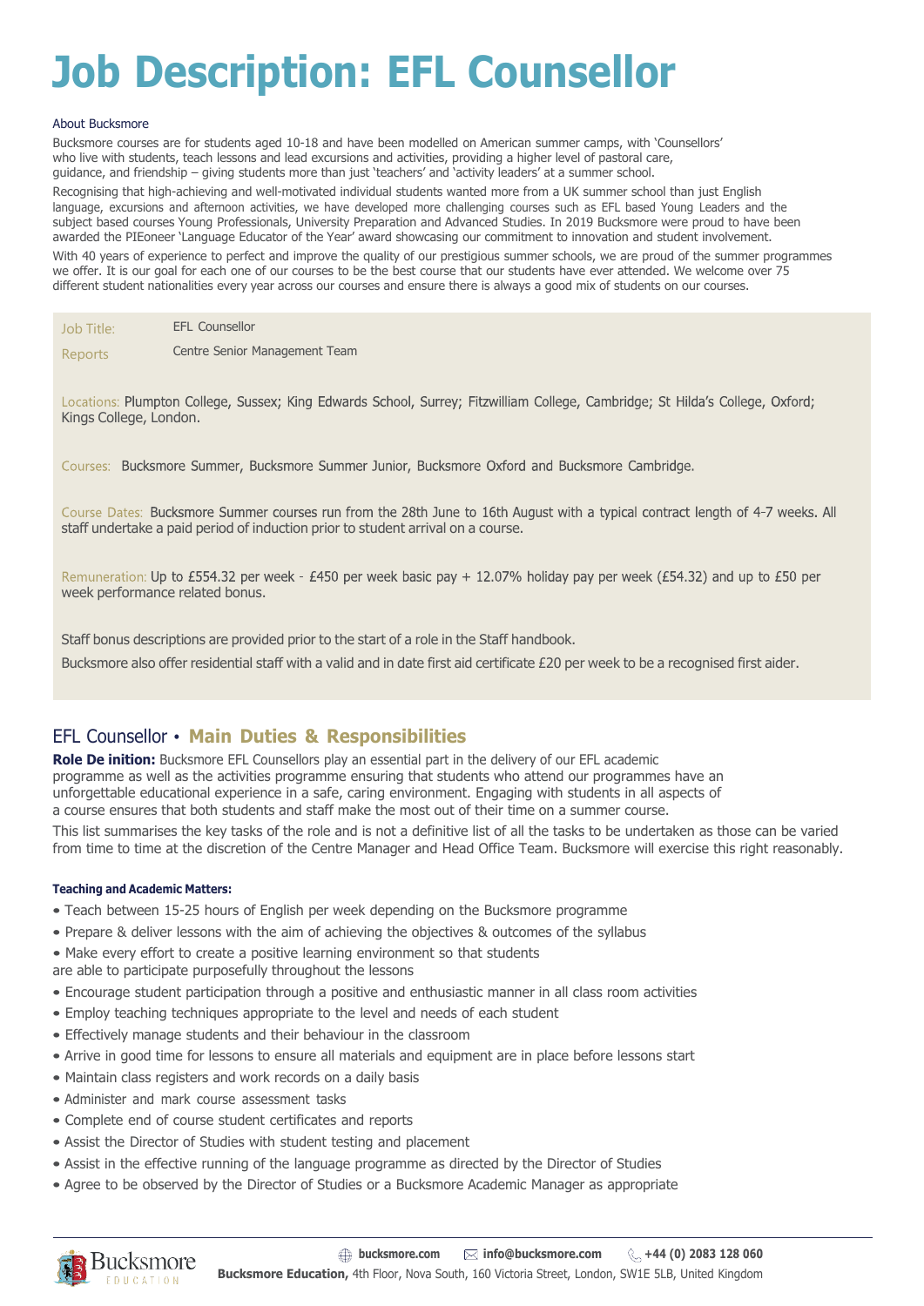# Job Description: EFL Counsellor

About Bucksmore

Bucksmore courses are for students aged 10-18 and have been modelled on American summer camps, with 'Counsellors' who live with students, teach lessons and lead excursions and activities, providing a higher level of pastoral care, guidance, and friendship – giving students more than just 'teachers' and 'activity leaders' at a summer school.

Recognising that high-achieving and well-motivated individual students wanted more from a UK summer school than just English language, excursions and afternoon activities, we have developed more challenging courses such as EFL based Young Leaders and the subject based courses Young Professionals, University Preparation and Advanced Studies. In 2019 Bucksmore were proud to have been awarded the PIEoneer 'Language Educator of the Year' award showcasing our commitment to innovation and student involvement.

With 40 years of experience to perfect and improve the quality of our prestigious summer schools, we are proud of the summer programmes we offer. It is our goal for each one of our courses to be the best course that our students have ever attended. We welcome over 75 different student nationalities every year across our courses and ensure there is always a good mix of students on our courses.

Job Title: EFL Counsellor

Reports: Centre Senior Management Team

Locations: Plumpton College, Sussex; King Edwards School, Surrey; Fitzwilliam College, Cambridge; St Hilda's College, Oxford; Kings College, London.

Courses: Bucksmore Summer, Bucksmore Summer Junior, Bucksmore Oxford and Bucksmore Cambridge.

Course Dates: Bucksmore Summer courses run from the 28th June to 16th August with a typical contract length of 4-7 weeks. All staff undertake a paid period of induction prior to student arrival on a course.

Remuneration: Up to £554.32 per week - £450 per week basic pay + 12.07% holiday pay per week (£54.32) and up to £50 per week performance related bonus.

Staff bonus descriptions are provided prior to the start of a role in the Staff handbook.

Bucksmore also offer residential staff with a valid and in date first aid certificate £20 per week to be a recognised first aider.

## EFL Counsellor • Main Duties & Responsibilities

**Role De inition:** Bucksmore EFL Counsellors play an essential part in the delivery of our EFL academic programme as well as the activities programme ensuring that students who attend our programmes have an unforgettable educational experience in a safe, caring environment. Engaging with students in all aspects of a course ensures that both students and staff make the most out of their time on a summer course.

This list summarises the key tasks of the role and is not a definitive list of all the tasks to be undertaken as those can be varied from time to time at the discretion of the Centre Manager and Head Office Team. Bucksmore will exercise this right reasonably.

#### Teaching and Academic Matters:

- Teach between 15-25 hours of English per week depending on the Bucksmore programme
- Prepare & deliver lessons with the aim of achieving the objectives & outcomes of the syllabus
- Make every effort to create a positive learning environment so that students are able to participate purposefully throughout the lessons
- Encourage student participation through a positive and enthusiastic manner in all class room activities
- Employ teaching techniques appropriate to the level and needs of each student
- Effectively manage students and their behaviour in the classroom
- Arrive in good time for lessons to ensure all materials and equipment are in place before lessons start
- Maintain class registers and work records on a daily basis
- Administer and mark course assessment tasks
- Complete end of course student certificates and reports
- Assist the Director of Studies with student testing and placement
- Assist in the effective running of the language programme as directed by the Director of Studies
- Agree to be observed by the Director of Studies or a Bucksmore Academic Manager as appropriate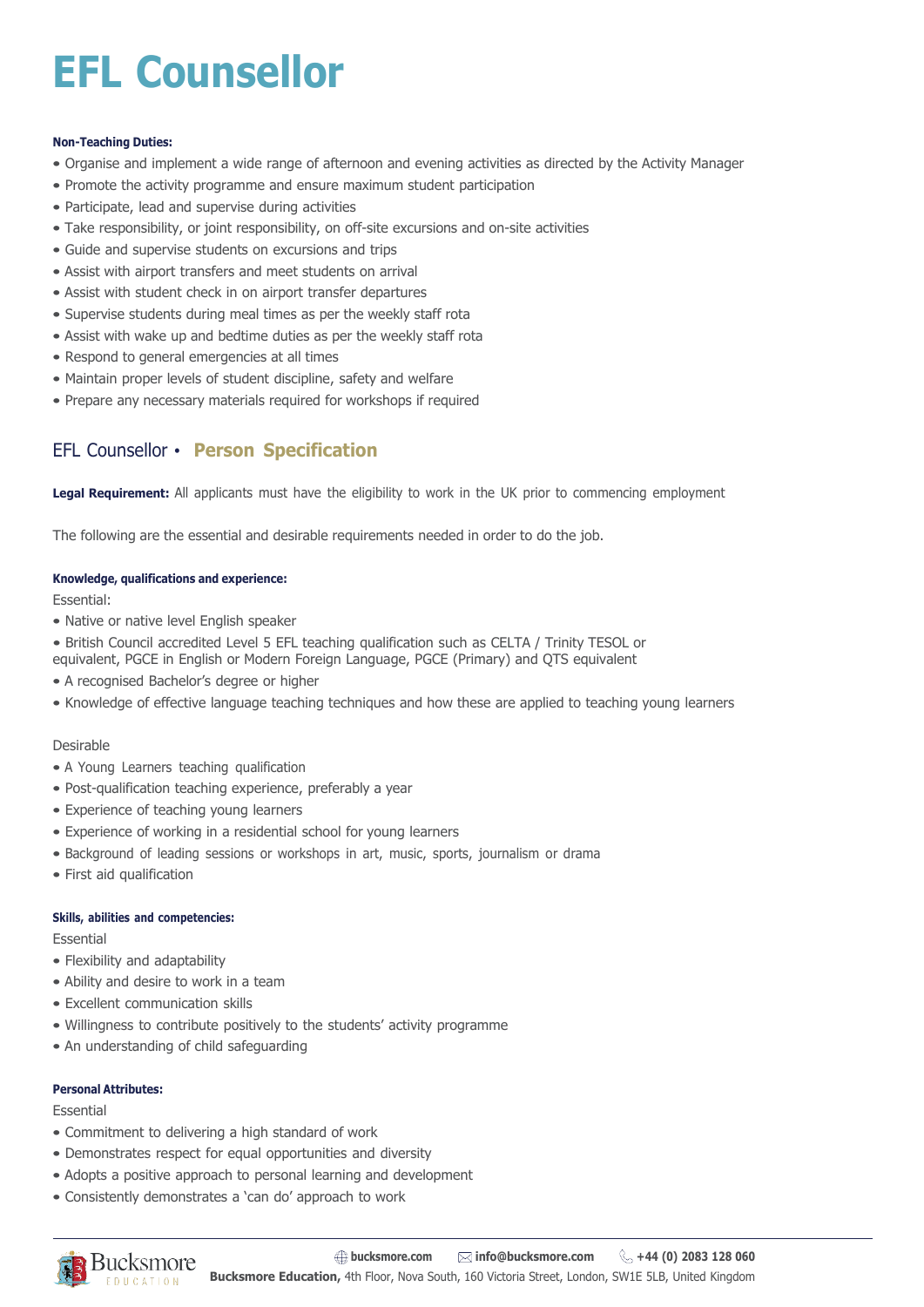# EFL Counsellor

**Non-Teaching Duties:**

- Organise and implement a wide range of afternoon and evening activities as directed by the Activity Manager
- Promote the activity programme and ensure maximum student participation
- Participate, lead and supervise during activities
- Take responsibility, or joint responsibility, on off-site excursions and on-site activities
- Guide and supervise students on excursions and trips
- Assist with airport transfers and meet students on arrival
- Assist with student check in on airport transfer departures
- Supervise students during meal times as per the weekly staff rota
- Assist with wake up and bedtime duties as per the weekly staff rota
- Respond to general emergencies at all times
- Maintain proper levels of student discipline, safety and welfare
- Prepare any necessary materials required for workshops if required

## EFL Counsellor • Person Specification

**Legal Requirement:** All applicants must have the eligibility to work in the UK prior to commencing employment

The following are the essential and desirable requirements needed in order to do the job.

**Knowledge, qualifications and experience:**

Essential:

- Native or native level English speaker
- British Council accredited Level 5 EFL teaching qualification such as CELTA / Trinity TESOL or equivalent, PGCE in English or Modern Foreign Language, PGCE (Primary) and QTS equivalent
- A recognised Bachelor's degree or higher
- Knowledge of effective language teaching techniques and how these are applied to teaching young learners

Desirable

- A Young Learners teaching qualification
- Post-qualification teaching experience, preferably a year
- Experience of teaching young learners
- Experience of working in a residential school for young learners
- Background of leading sessions or workshops in art, music, sports, journalism or drama
- First aid qualification

**Skills, abilities and competencies:**

Essential

- Flexibility and adaptability
- Ability and desire to work in a team
- Excellent communication skills
- Willingness to contribute positively to the students' activity programme
- An understanding of child safeguarding

**Personal Attributes:**

Essential

- Commitment to delivering a high standard of work
- Demonstrates respect for equal opportunities and diversity
- Adopts a positive approach to personal learning and development
- Consistently demonstrates a 'can do' approach to work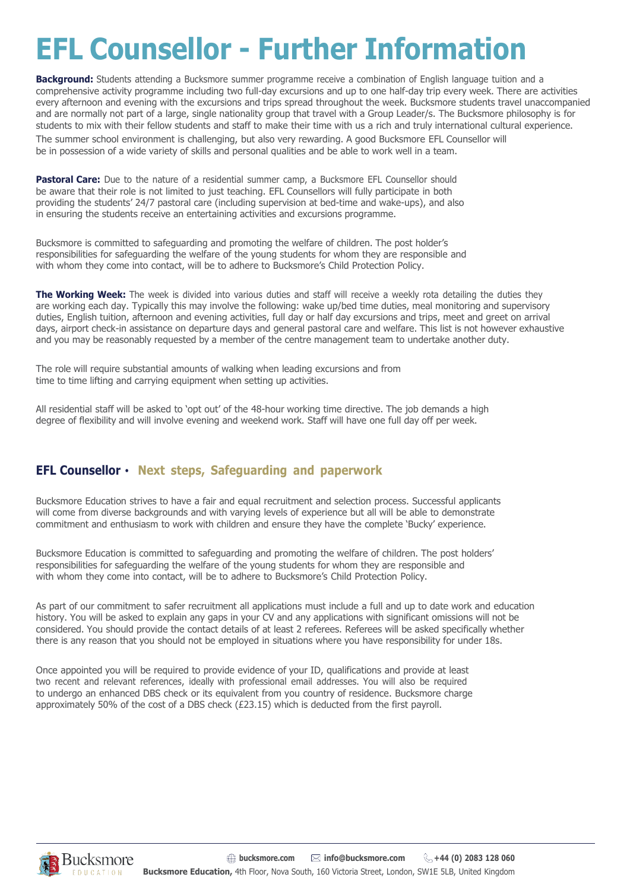# EFL Counsellor - Further Information

**Background:** Students attending a Bucksmore summer programme receive a combination of English language tuition and a comprehensive activity programme including two full-day excursions and up to one half-day trip every week. There are activities every afternoon and evening with the excursions and trips spread throughout the week. Bucksmore students travel unaccompanied and are normally not part of a large, single nationality group that travel with a Group Leader/s. The Bucksmore philosophy is for students to mix with their fellow students and staff to make their time with us a rich and truly international cultural experience.

The summer school environment is challenging, but also very rewarding. A good Bucksmore EFL Counsellor will be in possession of a wide variety of skills and personal qualities and be able to work well in a team.

**Pastoral Care:** Due to the nature of a residential summer camp, a Bucksmore EFL Counsellor should be aware that their role is not limited to just teaching. EFL Counsellors will fully participate in both providing the students' 24/7 pastoral care (including supervision at bed-time and wake-ups), and also in ensuring the students receive an entertaining activities and excursions programme.

Bucksmore is committed to safeguarding and promoting the welfare of children. The post holder's responsibilities for safeguarding the welfare of the young students for whom they are responsible and with whom they come into contact, will be to adhere to Bucksmore's Child Protection Policy.

**The Working Week:** The week is divided into various duties and staff will receive a weekly rota detailing the duties they are working each day. Typically this may involve the following: wake up/bed time duties, meal monitoring and supervisory duties, English tuition, afternoon and evening activities, full day or half day excursions and trips, meet and greet on arrival days, airport check-in assistance on departure days and general pastoral care and welfare. This list is not however exhaustive and you may be reasonably requested by a member of the centre management team to undertake another duty.

The role will require substantial amounts of walking when leading excursions and from time to time lifting and carrying equipment when setting up activities.

All residential staff will be asked to 'opt out' of the 48-hour working time directive. The job demands a high degree of flexibility and will involve evening and weekend work. Staff will have one full day off per week.

## EFL Counsellor • Next steps, Safeguarding and paperwork

Bucksmore Education strives to have a fair and equal recruitment and selection process. Successful applicants will come from diverse backgrounds and with varying levels of experience but all will be able to demonstrate commitment and enthusiasm to work with children and ensure they have the complete 'Bucky' experience.

Bucksmore Education is committed to safeguarding and promoting the welfare of children. The post holders' responsibilities for safeguarding the welfare of the young students for whom they are responsible and with whom they come into contact, will be to adhere to Bucksmore's Child Protection Policy.

As part of our commitment to safer recruitment all applications must include a full and up to date work and education history. You will be asked to explain any gaps in your CV and any applications with significant omissions will not be considered. You should provide the contact details of at least 2 referees. Referees will be asked specifically whether there is any reason that you should not be employed in situations where you have responsibility for under 18s.

Once appointed you will be required to provide evidence of your ID, qualifications and provide at least two recent and relevant references, ideally with professional email addresses. You will also be required to undergo an enhanced DBS check or its equivalent from you country of residence. Bucksmore charge approximately 50% of the cost of a DBS check (£23.15) which is deducted from the first payroll.

bucksmore.com | info@bucksmore.com | +44 (0) 2083 128 060

**Bucksmore Education,** 4th Floor, Nova South, 160 Victoria Street, London, SW1E 5LB, United Kingdom